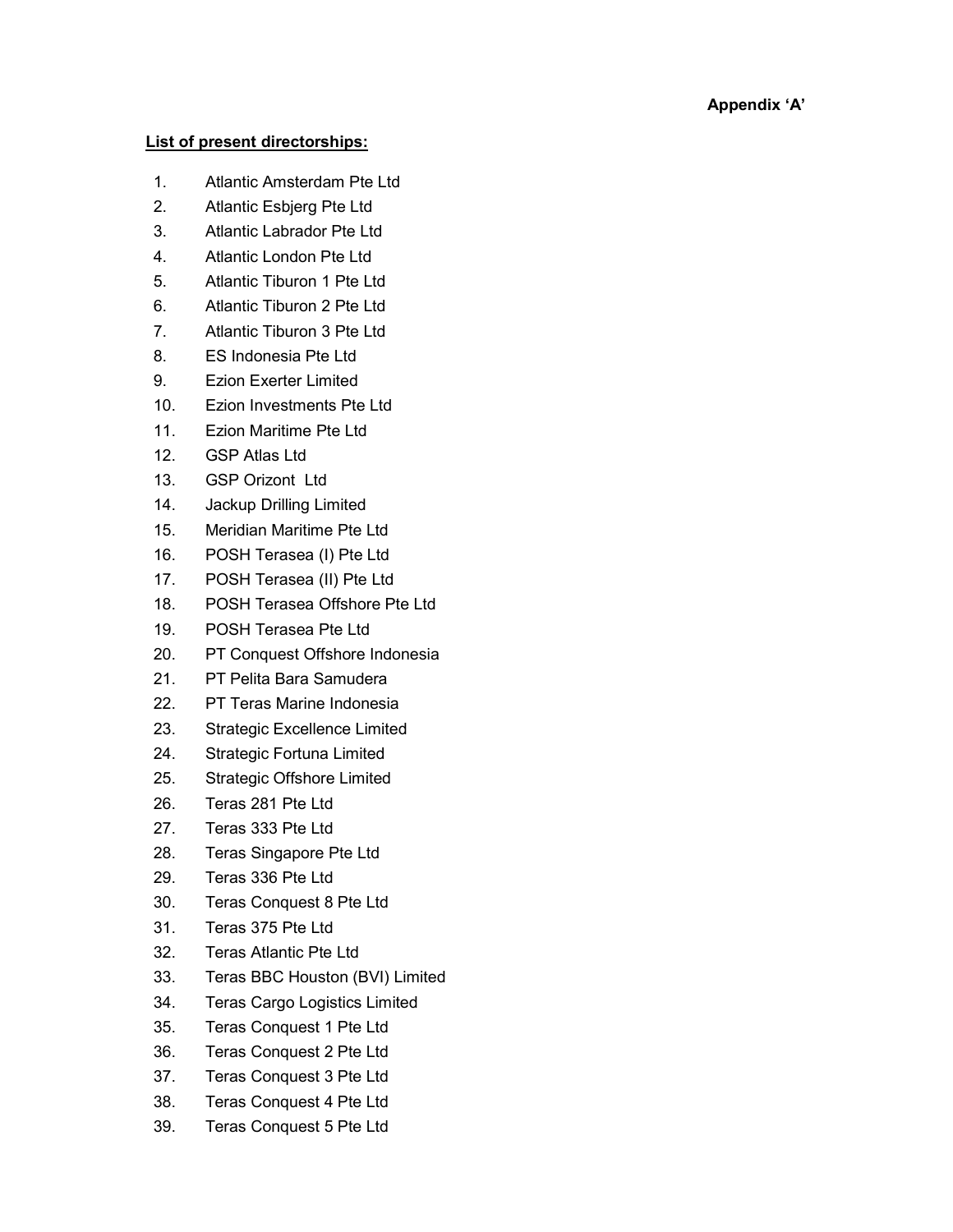**Appendix 'A'**

**<u>List of present directorships:</u>**

1. Atlantic Amsterdam Pte Ltd
2. Atlantic Esbjerg Pte Ltd
3. Atlantic Labrador Pte Ltd
4. Atlantic London Pte Ltd
5. Atlantic Tiburon 1 Pte Ltd
6. Atlantic Tiburon 2 Pte Ltd
7. Atlantic Tiburon 3 Pte Ltd
8. ES Indonesia Pte Ltd
9. Ezion Exerter Limited
10. Ezion Investments Pte Ltd
11. Ezion Maritime Pte Ltd
12. GSP Atlas Ltd
13. GSP Orizont Ltd
14. Jackup Drilling Limited
15. Meridian Maritime Pte Ltd
16. POSH Terasea (I) Pte Ltd
17. POSH Terasea (II) Pte Ltd
18. POSH Terasea Offshore Pte Ltd
19. POSH Terasea Pte Ltd
20. PT Conquest Offshore Indonesia
21. PT Pelita Bara Samudera
22. PT Teras Marine Indonesia
23. Strategic Excellence Limited
24. Strategic Fortuna Limited
25. Strategic Offshore Limited
26. Teras 281 Pte Ltd
27. Teras 333 Pte Ltd
28. Teras Singapore Pte Ltd
29. Teras 336 Pte Ltd
30. Teras Conquest 8 Pte Ltd
31. Teras 375 Pte Ltd
32. Teras Atlantic Pte Ltd
33. Teras BBC Houston (BVI) Limited
34. Teras Cargo Logistics Limited
35. Teras Conquest 1 Pte Ltd
36. Teras Conquest 2 Pte Ltd
37. Teras Conquest 3 Pte Ltd
38. Teras Conquest 4 Pte Ltd
39. Teras Conquest 5 Pte Ltd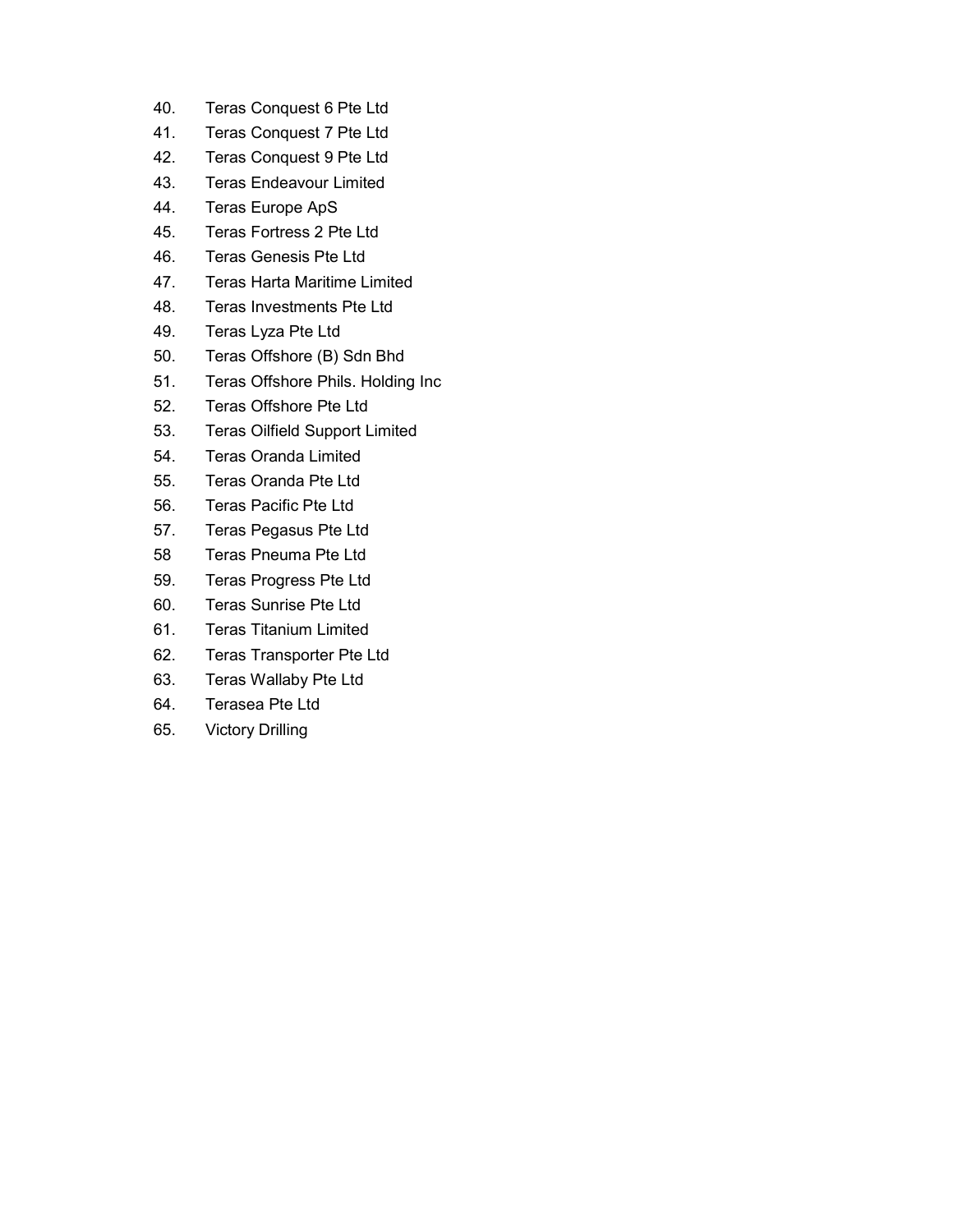40. Teras Conquest 6 Pte Ltd
41. Teras Conquest 7 Pte Ltd
42. Teras Conquest 9 Pte Ltd
43. Teras Endeavour Limited
44. Teras Europe ApS
45. Teras Fortress 2 Pte Ltd
46. Teras Genesis Pte Ltd
47. Teras Harta Maritime Limited
48. Teras Investments Pte Ltd
49. Teras Lyza Pte Ltd
50. Teras Offshore (B) Sdn Bhd
51. Teras Offshore Phils. Holding Inc
52. Teras Offshore Pte Ltd
53. Teras Oilfield Support Limited
54. Teras Oranda Limited
55. Teras Oranda Pte Ltd
56. Teras Pacific Pte Ltd
57. Teras Pegasus Pte Ltd

58 Teras Pneuma Pte Ltd

59. Teras Progress Pte Ltd
60. Teras Sunrise Pte Ltd
61. Teras Titanium Limited
62. Teras Transporter Pte Ltd
63. Teras Wallaby Pte Ltd
64. Terasea Pte Ltd
65. Victory Drilling